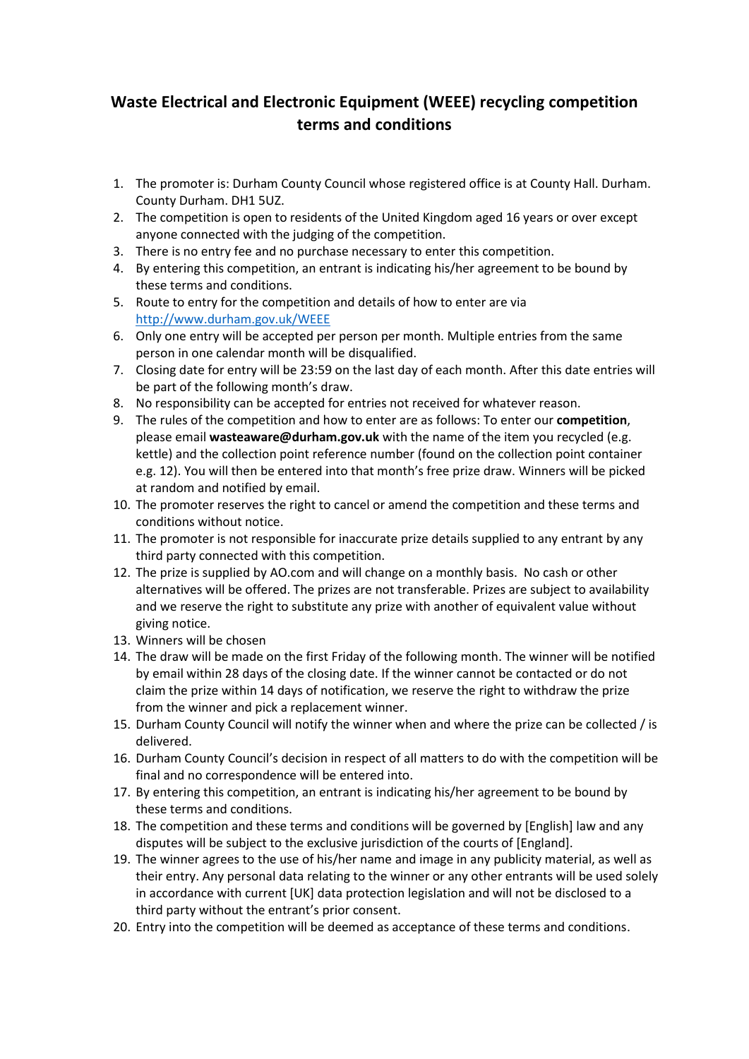# Waste Electrical and Electronic Equipment (WEEE) recycling competition terms and conditions

1. The promoter is: Durham County Council whose registered office is at County Hall. Durham. County Durham. DH1 5UZ.
2. The competition is open to residents of the United Kingdom aged 16 years or over except anyone connected with the judging of the competition.
3. There is no entry fee and no purchase necessary to enter this competition.
4. By entering this competition, an entrant is indicating his/her agreement to be bound by these terms and conditions.
5. Route to entry for the competition and details of how to enter are via [http://www.durham.gov.uk/WEEE](http://www.durham.gov.uk/WEEE)
6. Only one entry will be accepted per person per month. Multiple entries from the same person in one calendar month will be disqualified.
7. Closing date for entry will be 23:59 on the last day of each month. After this date entries will be part of the following month's draw.
8. No responsibility can be accepted for entries not received for whatever reason.
9. The rules of the competition and how to enter are as follows: To enter our **competition**, please email **wasteaware@durham.gov.uk** with the name of the item you recycled (e.g. kettle) and the collection point reference number (found on the collection point container e.g. 12). You will then be entered into that month's free prize draw. Winners will be picked at random and notified by email.
10. The promoter reserves the right to cancel or amend the competition and these terms and conditions without notice.
11. The promoter is not responsible for inaccurate prize details supplied to any entrant by any third party connected with this competition.
12. The prize is supplied by AO.com and will change on a monthly basis. No cash or other alternatives will be offered. The prizes are not transferable. Prizes are subject to availability and we reserve the right to substitute any prize with another of equivalent value without giving notice.
13. Winners will be chosen
14. The draw will be made on the first Friday of the following month. The winner will be notified by email within 28 days of the closing date. If the winner cannot be contacted or do not claim the prize within 14 days of notification, we reserve the right to withdraw the prize from the winner and pick a replacement winner.
15. Durham County Council will notify the winner when and where the prize can be collected / is delivered.
16. Durham County Council's decision in respect of all matters to do with the competition will be final and no correspondence will be entered into.
17. By entering this competition, an entrant is indicating his/her agreement to be bound by these terms and conditions.
18. The competition and these terms and conditions will be governed by [English] law and any disputes will be subject to the exclusive jurisdiction of the courts of [England].
19. The winner agrees to the use of his/her name and image in any publicity material, as well as their entry. Any personal data relating to the winner or any other entrants will be used solely in accordance with current [UK] data protection legislation and will not be disclosed to a third party without the entrant's prior consent.
20. Entry into the competition will be deemed as acceptance of these terms and conditions.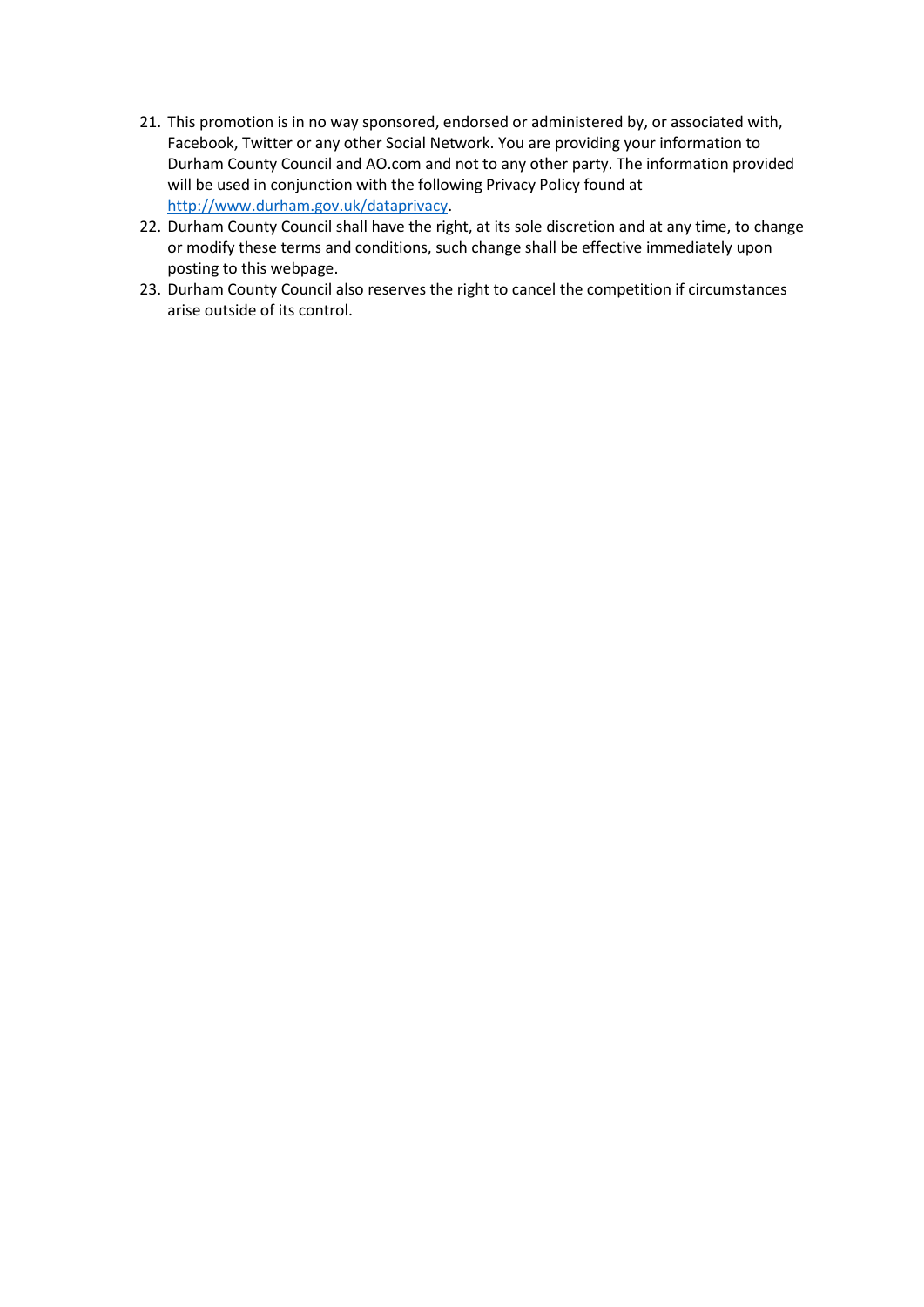21. This promotion is in no way sponsored, endorsed or administered by, or associated with, Facebook, Twitter or any other Social Network. You are providing your information to Durham County Council and AO.com and not to any other party. The information provided will be used in conjunction with the following Privacy Policy found at [http://www.durham.gov.uk/dataprivacy](http://www.durham.gov.uk/dataprivacy).
22. Durham County Council shall have the right, at its sole discretion and at any time, to change or modify these terms and conditions, such change shall be effective immediately upon posting to this webpage.
23. Durham County Council also reserves the right to cancel the competition if circumstances arise outside of its control.